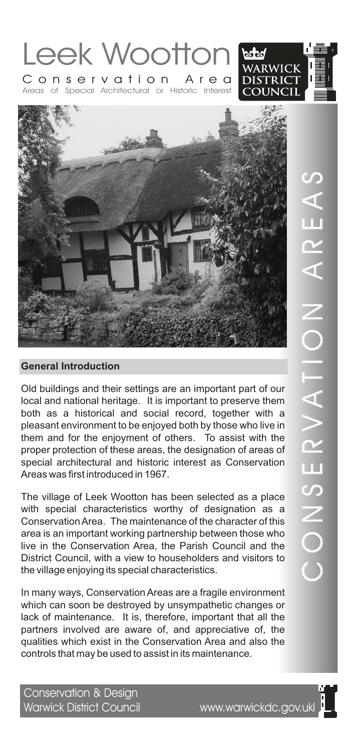# Leek Wootton

Conservation Area

Areas of Special Architectural or Historic Interest

WARWICK DISTRICT COUNCIL

CONSERVATION AREAS

## General Introduction

Old buildings and their settings are an important part of our local and national heritage. It is important to preserve them both as a historical and social record, together with a pleasant environment to be enjoyed both by those who live in them and for the enjoyment of others. To assist with the proper protection of these areas, the designation of areas of special architectural and historic interest as Conservation Areas was first introduced in 1967.

The village of Leek Wootton has been selected as a place with special characteristics worthy of designation as a Conservation Area. The maintenance of the character of this area is an important working partnership between those who live in the Conservation Area, the Parish Council and the District Council, with a view to householders and visitors to the village enjoying its special characteristics.

In many ways, Conservation Areas are a fragile environment which can soon be destroyed by unsympathetic changes or lack of maintenance. It is, therefore, important that all the partners involved are aware of, and appreciative of, the qualities which exist in the Conservation Area and also the controls that may be used to assist in its maintenance.

Conservation & Design
Warwick District Council www.warwickdc.gov.uk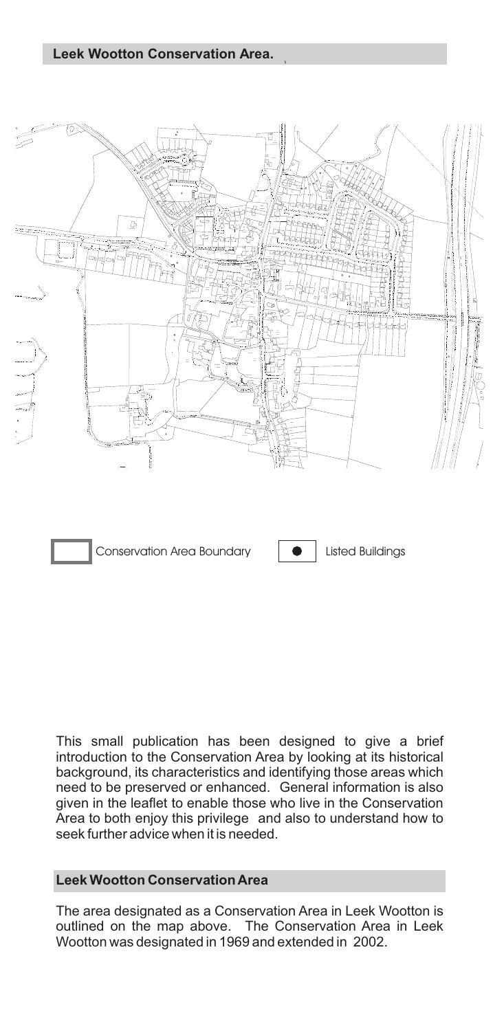## Leek Wootton Conservation Area.

Conservation Area Boundary

Listed Buildings

This small publication has been designed to give a brief introduction to the Conservation Area by looking at its historical background, its characteristics and identifying those areas which need to be preserved or enhanced. General information is also given in the leaflet to enable those who live in the Conservation Area to both enjoy this privilege and also to understand how to seek further advice when it is needed.

## Leek Wootton Conservation Area

The area designated as a Conservation Area in Leek Wootton is outlined on the map above. The Conservation Area in Leek Wootton was designated in 1969 and extended in 2002.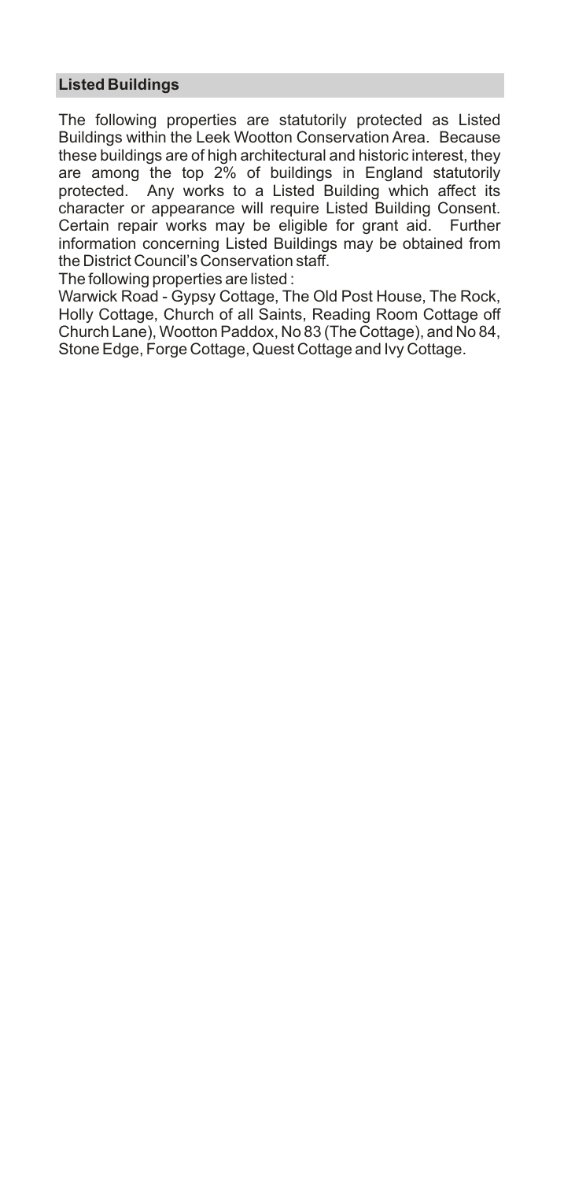## Listed Buildings

The following properties are statutorily protected as Listed Buildings within the Leek Wootton Conservation Area. Because these buildings are of high architectural and historic interest, they are among the top 2% of buildings in England statutorily protected. Any works to a Listed Building which affect its character or appearance will require Listed Building Consent. Certain repair works may be eligible for grant aid. Further information concerning Listed Buildings may be obtained from the District Council's Conservation staff.

The following properties are listed :

Warwick Road - Gypsy Cottage, The Old Post House, The Rock, Holly Cottage, Church of all Saints, Reading Room Cottage off Church Lane), Wootton Paddox, No 83 (The Cottage), and No 84, Stone Edge, Forge Cottage, Quest Cottage and Ivy Cottage.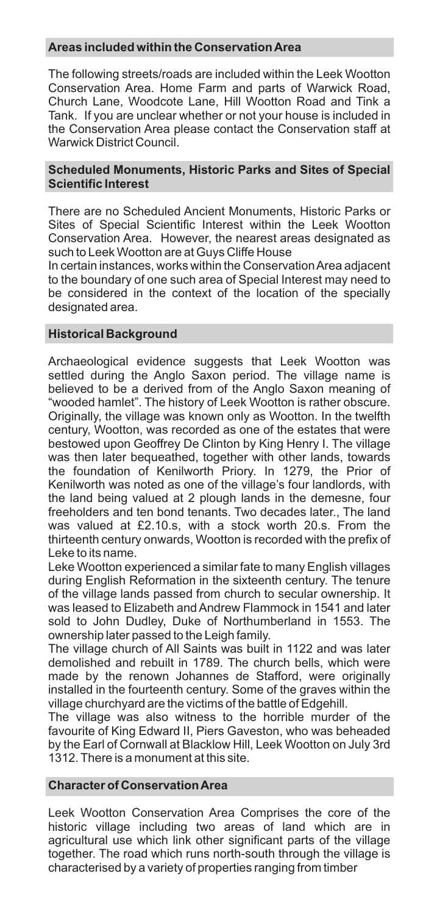## Areas included within the Conservation Area

The following streets/roads are included within the Leek Wootton Conservation Area. Home Farm and parts of Warwick Road, Church Lane, Woodcote Lane, Hill Wootton Road and Tink a Tank. If you are unclear whether or not your house is included in the Conservation Area please contact the Conservation staff at Warwick District Council.

## Scheduled Monuments, Historic Parks and Sites of Special Scientific Interest

There are no Scheduled Ancient Monuments, Historic Parks or Sites of Special Scientific Interest within the Leek Wootton Conservation Area. However, the nearest areas designated as such to Leek Wootton are at Guys Cliffe House

In certain instances, works within the Conservation Area adjacent to the boundary of one such area of Special Interest may need to be considered in the context of the location of the specially designated area.

## Historical Background

Archaeological evidence suggests that Leek Wootton was settled during the Anglo Saxon period. The village name is believed to be a derived from of the Anglo Saxon meaning of "wooded hamlet". The history of Leek Wootton is rather obscure. Originally, the village was known only as Wootton. In the twelfth century, Wootton, was recorded as one of the estates that were bestowed upon Geoffrey De Clinton by King Henry I. The village was then later bequeathed, together with other lands, towards the foundation of Kenilworth Priory. In 1279, the Prior of Kenilworth was noted as one of the village's four landlords, with the land being valued at 2 plough lands in the demesne, four freeholders and ten bond tenants. Two decades later., The land was valued at £2.10.s, with a stock worth 20.s. From the thirteenth century onwards, Wootton is recorded with the prefix of Leke to its name.

Leke Wootton experienced a similar fate to many English villages during English Reformation in the sixteenth century. The tenure of the village lands passed from church to secular ownership. It was leased to Elizabeth and Andrew Flammock in 1541 and later sold to John Dudley, Duke of Northumberland in 1553. The ownership later passed to the Leigh family.

The village church of All Saints was built in 1122 and was later demolished and rebuilt in 1789. The church bells, which were made by the renown Johannes de Stafford, were originally installed in the fourteenth century. Some of the graves within the village churchyard are the victims of the battle of Edgehill.

The village was also witness to the horrible murder of the favourite of King Edward II, Piers Gaveston, who was beheaded by the Earl of Cornwall at Blacklow Hill, Leek Wootton on July 3rd 1312. There is a monument at this site.

## Character of Conservation Area

Leek Wootton Conservation Area Comprises the core of the historic village including two areas of land which are in agricultural use which link other significant parts of the village together. The road which runs north-south through the village is characterised by a variety of properties ranging from timber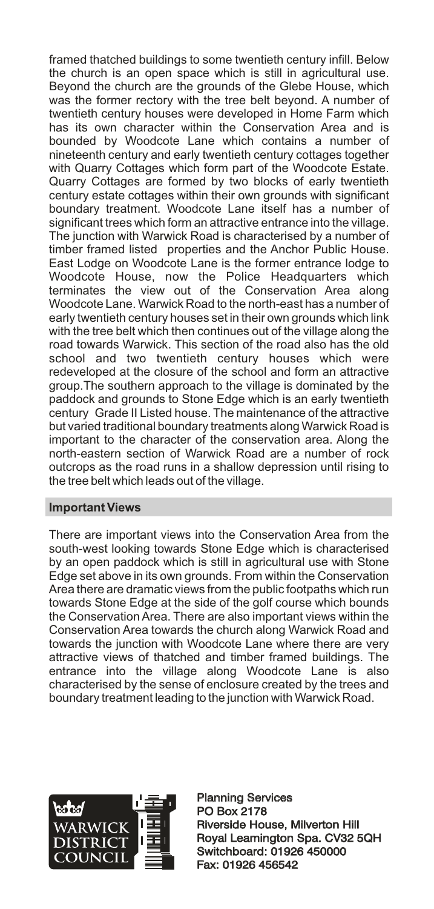framed thatched buildings to some twentieth century infill. Below the church is an open space which is still in agricultural use. Beyond the church are the grounds of the Glebe House, which was the former rectory with the tree belt beyond. A number of twentieth century houses were developed in Home Farm which has its own character within the Conservation Area and is bounded by Woodcote Lane which contains a number of nineteenth century and early twentieth century cottages together with Quarry Cottages which form part of the Woodcote Estate. Quarry Cottages are formed by two blocks of early twentieth century estate cottages within their own grounds with significant boundary treatment. Woodcote Lane itself has a number of significant trees which form an attractive entrance into the village. The junction with Warwick Road is characterised by a number of timber framed listed properties and the Anchor Public House. East Lodge on Woodcote Lane is the former entrance lodge to Woodcote House, now the Police Headquarters which terminates the view out of the Conservation Area along Woodcote Lane. Warwick Road to the north-east has a number of early twentieth century houses set in their own grounds which link with the tree belt which then continues out of the village along the road towards Warwick. This section of the road also has the old school and two twentieth century houses which were redeveloped at the closure of the school and form an attractive group.The southern approach to the village is dominated by the paddock and grounds to Stone Edge which is an early twentieth century Grade II Listed house. The maintenance of the attractive but varied traditional boundary treatments along Warwick Road is important to the character of the conservation area. Along the north-eastern section of Warwick Road are a number of rock outcrops as the road runs in a shallow depression until rising to the tree belt which leads out of the village.

## Important Views

There are important views into the Conservation Area from the south-west looking towards Stone Edge which is characterised by an open paddock which is still in agricultural use with Stone Edge set above in its own grounds. From within the Conservation Area there are dramatic views from the public footpaths which run towards Stone Edge at the side of the golf course which bounds the Conservation Area. There are also important views within the Conservation Area towards the church along Warwick Road and towards the junction with Woodcote Lane where there are very attractive views of thatched and timber framed buildings. The entrance into the village along Woodcote Lane is also characterised by the sense of enclosure created by the trees and boundary treatment leading to the junction with Warwick Road.

WARWICK DISTRICT COUNCIL

Planning Services
PO Box 2178
Riverside House, Milverton Hill
Royal Leamington Spa. CV32 5QH
Switchboard: 01926 450000
Fax: 01926 456542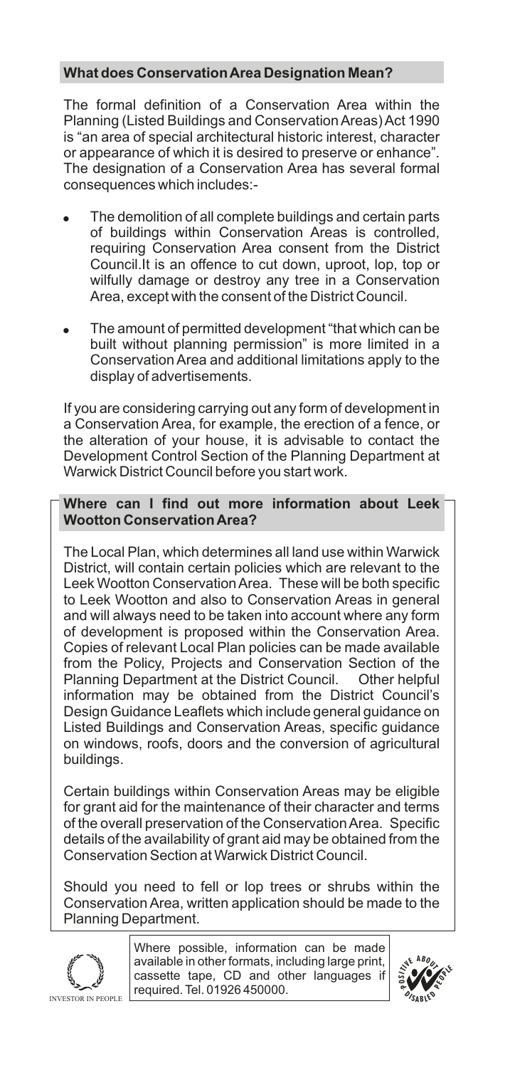## What does Conservation Area Designation Mean?

The formal definition of a Conservation Area within the Planning (Listed Buildings and Conservation Areas) Act 1990 is "an area of special architectural historic interest, character or appearance of which it is desired to preserve or enhance". The designation of a Conservation Area has several formal consequences which includes:-

- The demolition of all complete buildings and certain parts of buildings within Conservation Areas is controlled, requiring Conservation Area consent from the District Council.It is an offence to cut down, uproot, lop, top or wilfully damage or destroy any tree in a Conservation Area, except with the consent of the District Council.
- The amount of permitted development "that which can be built without planning permission" is more limited in a Conservation Area and additional limitations apply to the display of advertisements.

If you are considering carrying out any form of development in a Conservation Area, for example, the erection of a fence, or the alteration of your house, it is advisable to contact the Development Control Section of the Planning Department at Warwick District Council before you start work.

## Where can I find out more information about Leek Wootton Conservation Area?

The Local Plan, which determines all land use within Warwick District, will contain certain policies which are relevant to the Leek Wootton Conservation Area. These will be both specific to Leek Wootton and also to Conservation Areas in general and will always need to be taken into account where any form of development is proposed within the Conservation Area. Copies of relevant Local Plan policies can be made available from the Policy, Projects and Conservation Section of the Planning Department at the District Council. Other helpful information may be obtained from the District Council's Design Guidance Leaflets which include general guidance on Listed Buildings and Conservation Areas, specific guidance on windows, roofs, doors and the conversion of agricultural buildings.

Certain buildings within Conservation Areas may be eligible for grant aid for the maintenance of their character and terms of the overall preservation of the Conservation Area. Specific details of the availability of grant aid may be obtained from the Conservation Section at Warwick District Council.

Should you need to fell or lop trees or shrubs within the Conservation Area, written application should be made to the Planning Department.

INVESTOR IN PEOPLE

Where possible, information can be made available in other formats, including large print, cassette tape, CD and other languages if required. Tel. 01926 450000.

POSITIVE ABOUT DISABLED PEOPLE